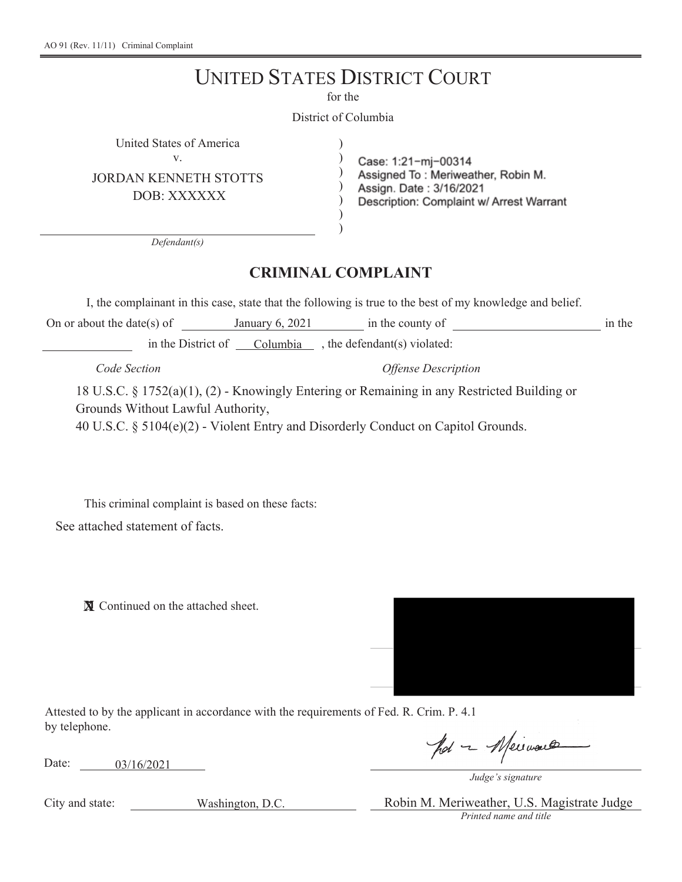AO 91 (Rev. 11/11) Criminal Complaint

# UNITED STATES DISTRICT COURT

for the

District of Columbia

United States of America
v.
JORDAN KENNETH STOTTS
DOB: XXXXXX

*Defendant(s)*

Case: 1:21-mj-00314
Assigned To : Meriweather, Robin M.
Assign. Date : 3/16/2021
Description: Complaint w/ Arrest Warrant

## CRIMINAL COMPLAINT

I, the complainant in this case, state that the following is true to the best of my knowledge and belief.

On or about the date(s) of January 6, 2021 in the county of ____________ in the ____________ in the District of Columbia , the defendant(s) violated:

*Code Section* | *Offense Description*

18 U.S.C. § 1752(a)(1), (2) - Knowingly Entering or Remaining in any Restricted Building or Grounds Without Lawful Authority,
40 U.S.C. § 5104(e)(2) - Violent Entry and Disorderly Conduct on Capitol Grounds.

This criminal complaint is based on these facts:

See attached statement of facts.

☒ Continued on the attached sheet.

Attested to by the applicant in accordance with the requirements of Fed. R. Crim. P. 4.1 by telephone.

Date: 03/16/2021

*Judge's signature*

City and state: Washington, D.C.

Robin M. Meriweather, U.S. Magistrate Judge
*Printed name and title*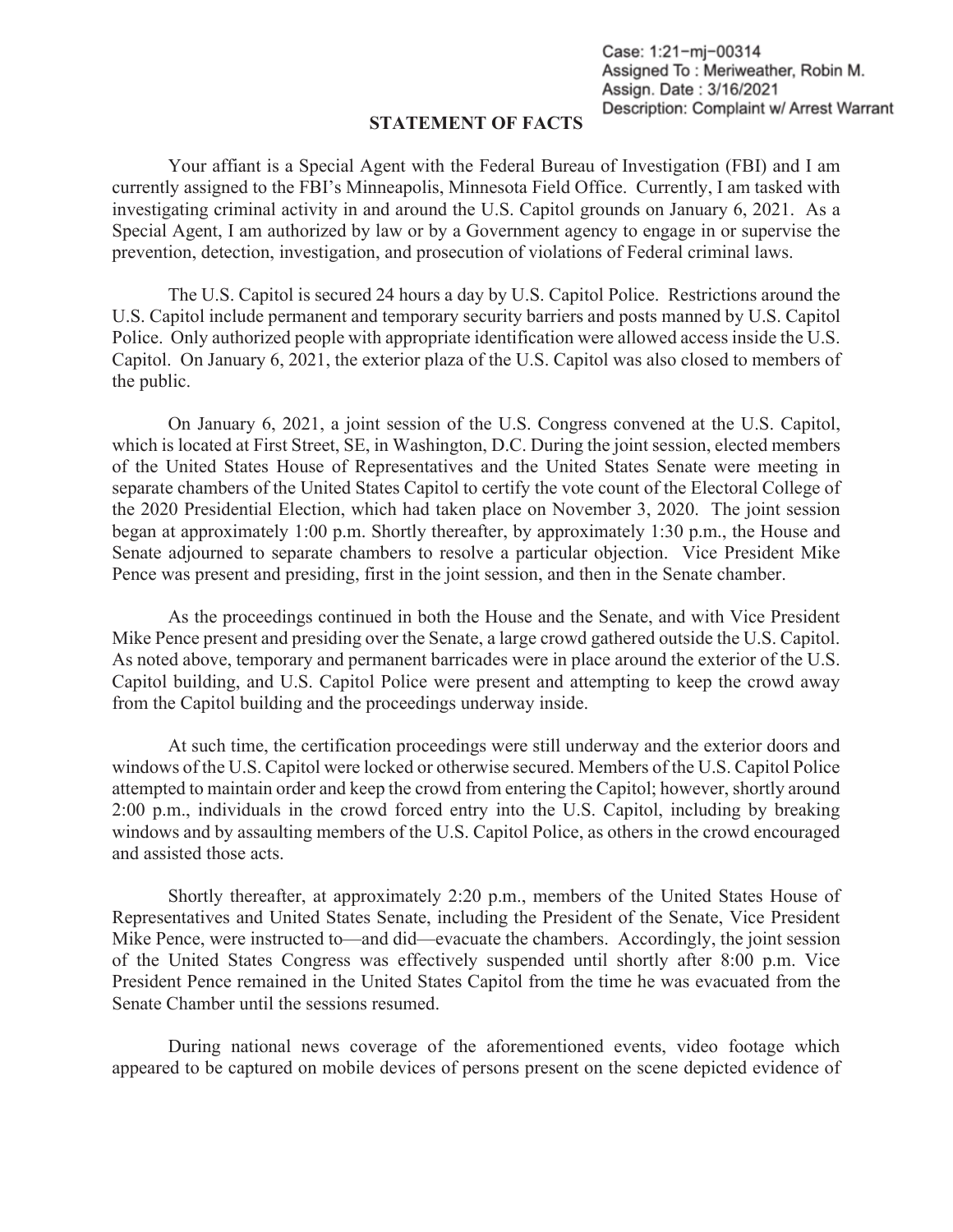Case: 1:21-mj-00314
Assigned To : Meriweather, Robin M.
Assign. Date : 3/16/2021
Description: Complaint w/ Arrest Warrant

## STATEMENT OF FACTS

Your affiant is a Special Agent with the Federal Bureau of Investigation (FBI) and I am currently assigned to the FBI's Minneapolis, Minnesota Field Office. Currently, I am tasked with investigating criminal activity in and around the U.S. Capitol grounds on January 6, 2021. As a Special Agent, I am authorized by law or by a Government agency to engage in or supervise the prevention, detection, investigation, and prosecution of violations of Federal criminal laws.

The U.S. Capitol is secured 24 hours a day by U.S. Capitol Police. Restrictions around the U.S. Capitol include permanent and temporary security barriers and posts manned by U.S. Capitol Police. Only authorized people with appropriate identification were allowed access inside the U.S. Capitol. On January 6, 2021, the exterior plaza of the U.S. Capitol was also closed to members of the public.

On January 6, 2021, a joint session of the U.S. Congress convened at the U.S. Capitol, which is located at First Street, SE, in Washington, D.C. During the joint session, elected members of the United States House of Representatives and the United States Senate were meeting in separate chambers of the United States Capitol to certify the vote count of the Electoral College of the 2020 Presidential Election, which had taken place on November 3, 2020. The joint session began at approximately 1:00 p.m. Shortly thereafter, by approximately 1:30 p.m., the House and Senate adjourned to separate chambers to resolve a particular objection. Vice President Mike Pence was present and presiding, first in the joint session, and then in the Senate chamber.

As the proceedings continued in both the House and the Senate, and with Vice President Mike Pence present and presiding over the Senate, a large crowd gathered outside the U.S. Capitol. As noted above, temporary and permanent barricades were in place around the exterior of the U.S. Capitol building, and U.S. Capitol Police were present and attempting to keep the crowd away from the Capitol building and the proceedings underway inside.

At such time, the certification proceedings were still underway and the exterior doors and windows of the U.S. Capitol were locked or otherwise secured. Members of the U.S. Capitol Police attempted to maintain order and keep the crowd from entering the Capitol; however, shortly around 2:00 p.m., individuals in the crowd forced entry into the U.S. Capitol, including by breaking windows and by assaulting members of the U.S. Capitol Police, as others in the crowd encouraged and assisted those acts.

Shortly thereafter, at approximately 2:20 p.m., members of the United States House of Representatives and United States Senate, including the President of the Senate, Vice President Mike Pence, were instructed to—and did—evacuate the chambers. Accordingly, the joint session of the United States Congress was effectively suspended until shortly after 8:00 p.m. Vice President Pence remained in the United States Capitol from the time he was evacuated from the Senate Chamber until the sessions resumed.

During national news coverage of the aforementioned events, video footage which appeared to be captured on mobile devices of persons present on the scene depicted evidence of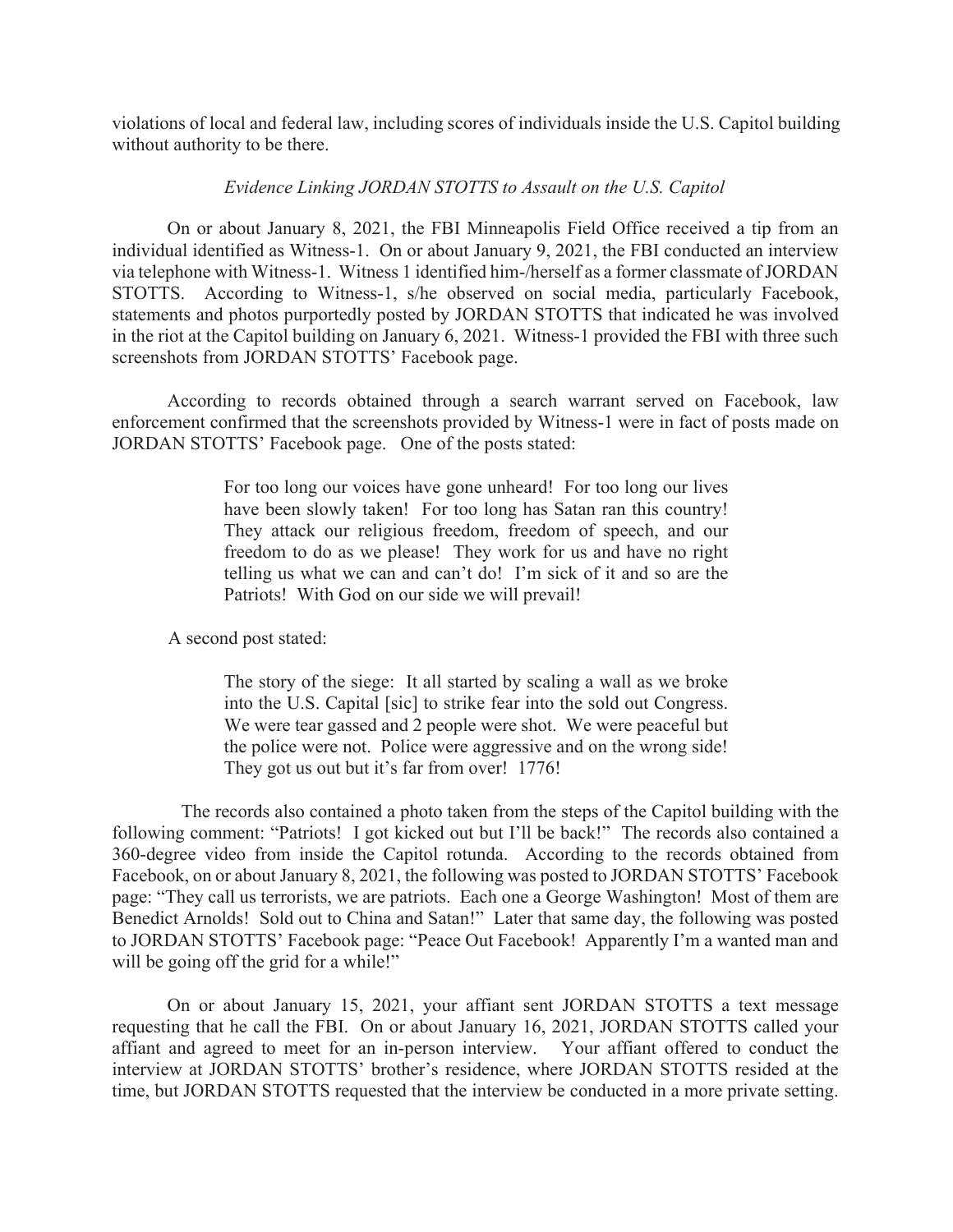violations of local and federal law, including scores of individuals inside the U.S. Capitol building without authority to be there.

*Evidence Linking JORDAN STOTTS to Assault on the U.S. Capitol*

On or about January 8, 2021, the FBI Minneapolis Field Office received a tip from an individual identified as Witness-1. On or about January 9, 2021, the FBI conducted an interview via telephone with Witness-1. Witness 1 identified him-/herself as a former classmate of JORDAN STOTTS. According to Witness-1, s/he observed on social media, particularly Facebook, statements and photos purportedly posted by JORDAN STOTTS that indicated he was involved in the riot at the Capitol building on January 6, 2021. Witness-1 provided the FBI with three such screenshots from JORDAN STOTTS' Facebook page.

According to records obtained through a search warrant served on Facebook, law enforcement confirmed that the screenshots provided by Witness-1 were in fact of posts made on JORDAN STOTTS' Facebook page. One of the posts stated:

> For too long our voices have gone unheard! For too long our lives have been slowly taken! For too long has Satan ran this country! They attack our religious freedom, freedom of speech, and our freedom to do as we please! They work for us and have no right telling us what we can and can't do! I'm sick of it and so are the Patriots! With God on our side we will prevail!

A second post stated:

> The story of the siege: It all started by scaling a wall as we broke into the U.S. Capital [sic] to strike fear into the sold out Congress. We were tear gassed and 2 people were shot. We were peaceful but the police were not. Police were aggressive and on the wrong side! They got us out but it's far from over! 1776!

The records also contained a photo taken from the steps of the Capitol building with the following comment: "Patriots! I got kicked out but I'll be back!" The records also contained a 360-degree video from inside the Capitol rotunda. According to the records obtained from Facebook, on or about January 8, 2021, the following was posted to JORDAN STOTTS' Facebook page: "They call us terrorists, we are patriots. Each one a George Washington! Most of them are Benedict Arnolds! Sold out to China and Satan!" Later that same day, the following was posted to JORDAN STOTTS' Facebook page: "Peace Out Facebook! Apparently I'm a wanted man and will be going off the grid for a while!"

On or about January 15, 2021, your affiant sent JORDAN STOTTS a text message requesting that he call the FBI. On or about January 16, 2021, JORDAN STOTTS called your affiant and agreed to meet for an in-person interview. Your affiant offered to conduct the interview at JORDAN STOTTS' brother's residence, where JORDAN STOTTS resided at the time, but JORDAN STOTTS requested that the interview be conducted in a more private setting.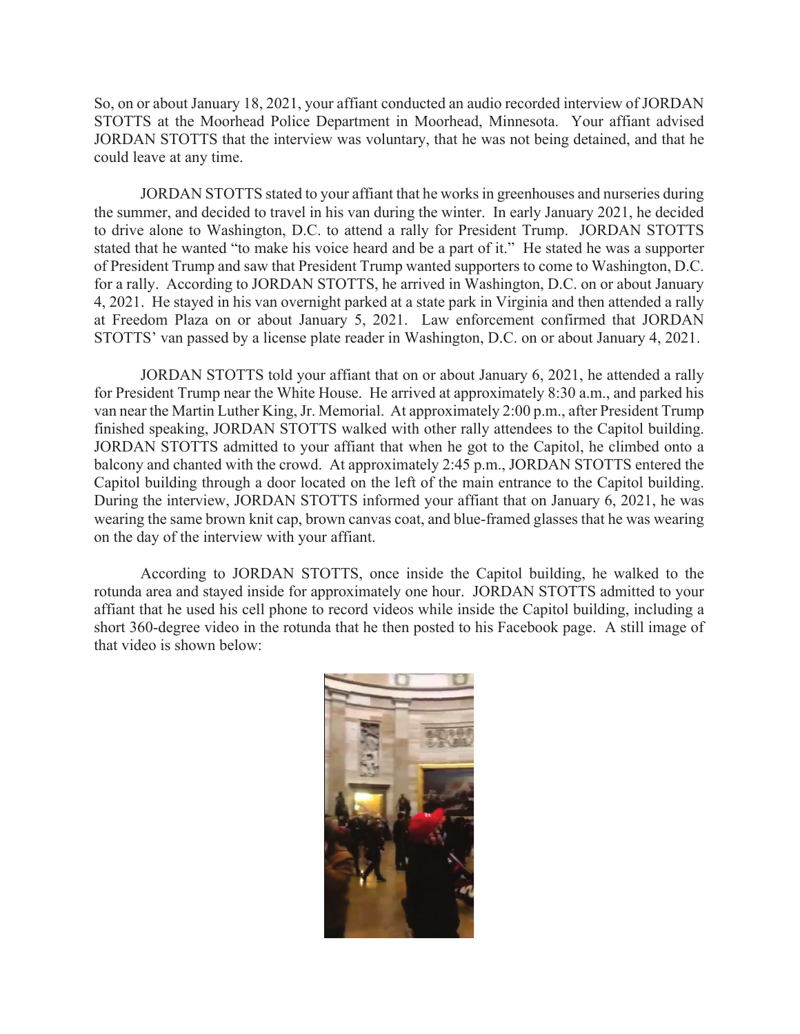So, on or about January 18, 2021, your affiant conducted an audio recorded interview of JORDAN STOTTS at the Moorhead Police Department in Moorhead, Minnesota. Your affiant advised JORDAN STOTTS that the interview was voluntary, that he was not being detained, and that he could leave at any time.

JORDAN STOTTS stated to your affiant that he works in greenhouses and nurseries during the summer, and decided to travel in his van during the winter. In early January 2021, he decided to drive alone to Washington, D.C. to attend a rally for President Trump. JORDAN STOTTS stated that he wanted "to make his voice heard and be a part of it." He stated he was a supporter of President Trump and saw that President Trump wanted supporters to come to Washington, D.C. for a rally. According to JORDAN STOTTS, he arrived in Washington, D.C. on or about January 4, 2021. He stayed in his van overnight parked at a state park in Virginia and then attended a rally at Freedom Plaza on or about January 5, 2021. Law enforcement confirmed that JORDAN STOTTS' van passed by a license plate reader in Washington, D.C. on or about January 4, 2021.

JORDAN STOTTS told your affiant that on or about January 6, 2021, he attended a rally for President Trump near the White House. He arrived at approximately 8:30 a.m., and parked his van near the Martin Luther King, Jr. Memorial. At approximately 2:00 p.m., after President Trump finished speaking, JORDAN STOTTS walked with other rally attendees to the Capitol building. JORDAN STOTTS admitted to your affiant that when he got to the Capitol, he climbed onto a balcony and chanted with the crowd. At approximately 2:45 p.m., JORDAN STOTTS entered the Capitol building through a door located on the left of the main entrance to the Capitol building. During the interview, JORDAN STOTTS informed your affiant that on January 6, 2021, he was wearing the same brown knit cap, brown canvas coat, and blue-framed glasses that he was wearing on the day of the interview with your affiant.

According to JORDAN STOTTS, once inside the Capitol building, he walked to the rotunda area and stayed inside for approximately one hour. JORDAN STOTTS admitted to your affiant that he used his cell phone to record videos while inside the Capitol building, including a short 360-degree video in the rotunda that he then posted to his Facebook page. A still image of that video is shown below: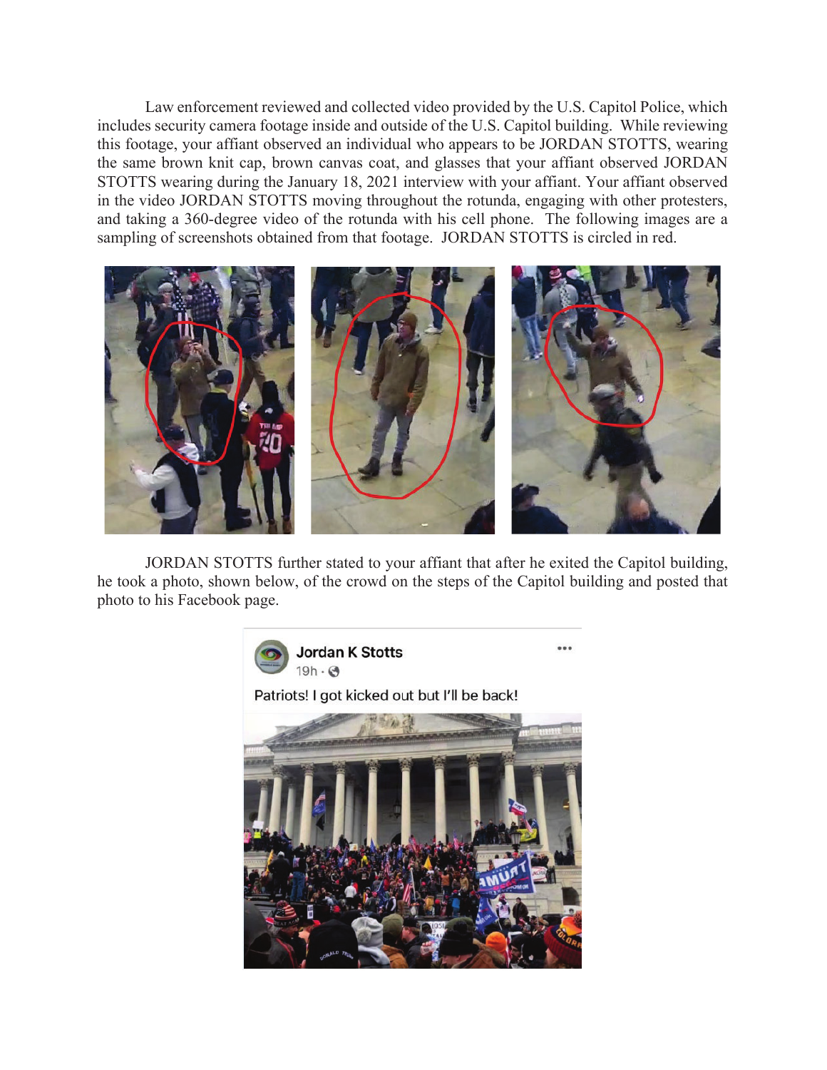Law enforcement reviewed and collected video provided by the U.S. Capitol Police, which includes security camera footage inside and outside of the U.S. Capitol building. While reviewing this footage, your affiant observed an individual who appears to be JORDAN STOTTS, wearing the same brown knit cap, brown canvas coat, and glasses that your affiant observed JORDAN STOTTS wearing during the January 18, 2021 interview with your affiant. Your affiant observed in the video JORDAN STOTTS moving throughout the rotunda, engaging with other protesters, and taking a 360-degree video of the rotunda with his cell phone. The following images are a sampling of screenshots obtained from that footage. JORDAN STOTTS is circled in red.

JORDAN STOTTS further stated to your affiant that after he exited the Capitol building, he took a photo, shown below, of the crowd on the steps of the Capitol building and posted that photo to his Facebook page.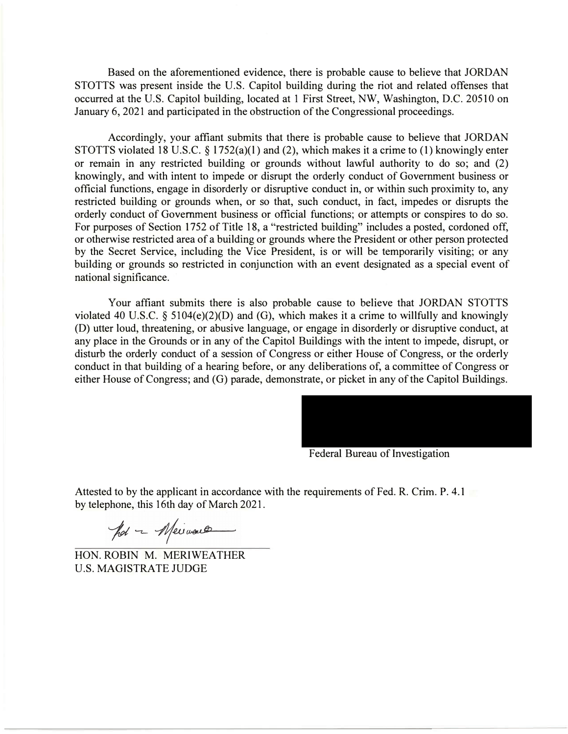Based on the aforementioned evidence, there is probable cause to believe that JORDAN STOTTS was present inside the U.S. Capitol building during the riot and related offenses that occurred at the U.S. Capitol building, located at 1 First Street, NW, Washington, D.C. 20510 on January 6, 2021 and participated in the obstruction of the Congressional proceedings.

Accordingly, your affiant submits that there is probable cause to believe that JORDAN STOTTS violated 18 U.S.C. § 1752(a)(1) and (2), which makes it a crime to (1) knowingly enter or remain in any restricted building or grounds without lawful authority to do so; and (2) knowingly, and with intent to impede or disrupt the orderly conduct of Government business or official functions, engage in disorderly or disruptive conduct in, or within such proximity to, any restricted building or grounds when, or so that, such conduct, in fact, impedes or disrupts the orderly conduct of Government business or official functions; or attempts or conspires to do so. For purposes of Section 1752 of Title 18, a "restricted building" includes a posted, cordoned off, or otherwise restricted area of a building or grounds where the President or other person protected by the Secret Service, including the Vice President, is or will be temporarily visiting; or any building or grounds so restricted in conjunction with an event designated as a special event of national significance.

Your affiant submits there is also probable cause to believe that JORDAN STOTTS violated 40 U.S.C. § 5104(e)(2)(D) and (G), which makes it a crime to willfully and knowingly (D) utter loud, threatening, or abusive language, or engage in disorderly or disruptive conduct, at any place in the Grounds or in any of the Capitol Buildings with the intent to impede, disrupt, or disturb the orderly conduct of a session of Congress or either House of Congress, or the orderly conduct in that building of a hearing before, or any deliberations of, a committee of Congress or either House of Congress; and (G) parade, demonstrate, or picket in any of the Capitol Buildings.

Federal Bureau of Investigation

Attested to by the applicant in accordance with the requirements of Fed. R. Crim. P. 4.1 by telephone, this 16th day of March 2021.

HON. ROBIN M. MERIWEATHER
U.S. MAGISTRATE JUDGE